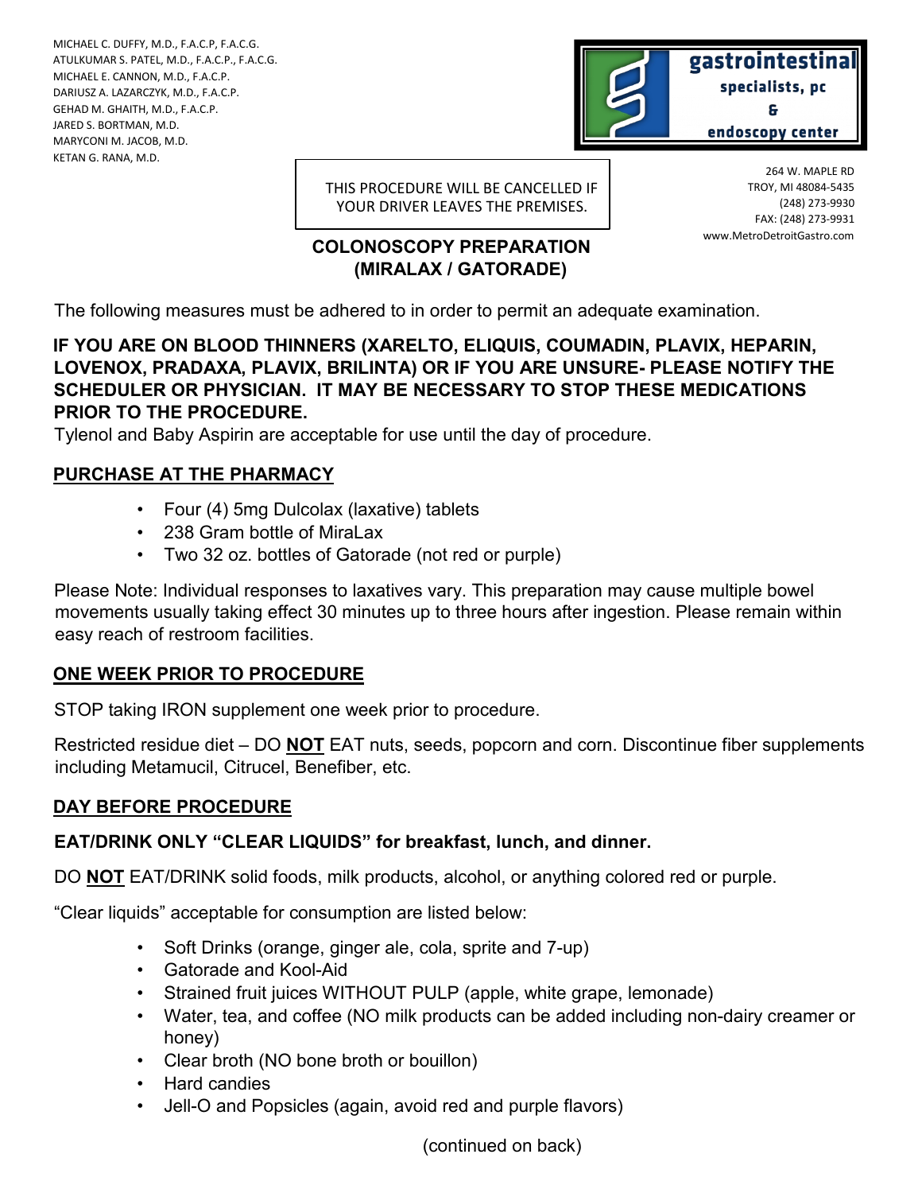MICHAEL C. DUFFY, M.D., F.A.C.P, F.A.C.G.
ATULKUMAR S. PATEL, M.D., F.A.C.P., F.A.C.G.
MICHAEL E. CANNON, M.D., F.A.C.P.
DARIUSZ A. LAZARCZYK, M.D., F.A.C.P.
GEHAD M. GHAITH, M.D., F.A.C.P.
JARED S. BORTMAN, M.D.
MARYCONI M. JACOB, M.D.
KETAN G. RANA, M.D.

**gastrointestinal specialists, pc & endoscopy center**

264 W. MAPLE RD
TROY, MI 48084-5435
(248) 273-9930
FAX: (248) 273-9931
www.MetroDetroitGastro.com

THIS PROCEDURE WILL BE CANCELLED IF YOUR DRIVER LEAVES THE PREMISES.

## COLONOSCOPY PREPARATION (MIRALAX / GATORADE)

The following measures must be adhered to in order to permit an adequate examination.

**IF YOU ARE ON BLOOD THINNERS (XARELTO, ELIQUIS, COUMADIN, PLAVIX, HEPARIN, LOVENOX, PRADAXA, PLAVIX, BRILINTA) OR IF YOU ARE UNSURE- PLEASE NOTIFY THE SCHEDULER OR PHYSICIAN. IT MAY BE NECESSARY TO STOP THESE MEDICATIONS PRIOR TO THE PROCEDURE.**

Tylenol and Baby Aspirin are acceptable for use until the day of procedure.

### PURCHASE AT THE PHARMACY

- Four (4) 5mg Dulcolax (laxative) tablets
- 238 Gram bottle of MiraLax
- Two 32 oz. bottles of Gatorade (not red or purple)

Please Note: Individual responses to laxatives vary. This preparation may cause multiple bowel movements usually taking effect 30 minutes up to three hours after ingestion. Please remain within easy reach of restroom facilities.

### ONE WEEK PRIOR TO PROCEDURE

STOP taking IRON supplement one week prior to procedure.

Restricted residue diet – DO **NOT** EAT nuts, seeds, popcorn and corn. Discontinue fiber supplements including Metamucil, Citrucel, Benefiber, etc.

### DAY BEFORE PROCEDURE

**EAT/DRINK ONLY "CLEAR LIQUIDS" for breakfast, lunch, and dinner.**

DO **NOT** EAT/DRINK solid foods, milk products, alcohol, or anything colored red or purple.

"Clear liquids" acceptable for consumption are listed below:

- Soft Drinks (orange, ginger ale, cola, sprite and 7-up)
- Gatorade and Kool-Aid
- Strained fruit juices WITHOUT PULP (apple, white grape, lemonade)
- Water, tea, and coffee (NO milk products can be added including non-dairy creamer or honey)
- Clear broth (NO bone broth or bouillon)
- Hard candies
- Jell-O and Popsicles (again, avoid red and purple flavors)

(continued on back)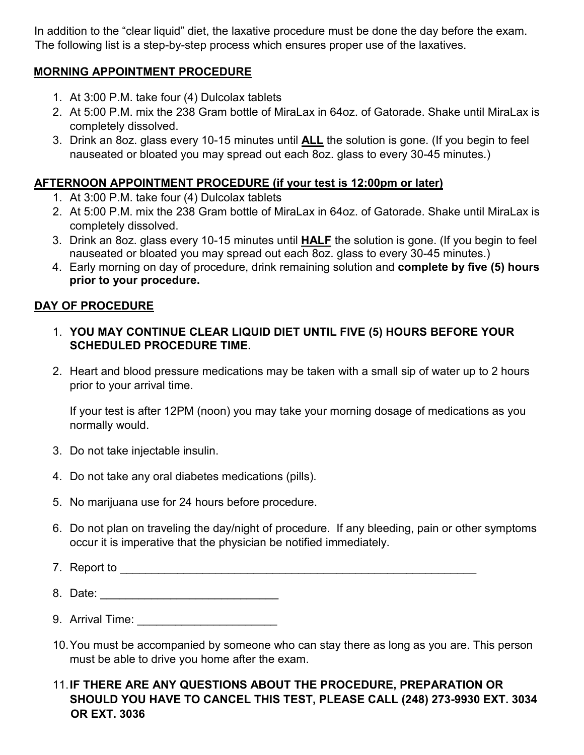In addition to the "clear liquid" diet, the laxative procedure must be done the day before the exam. The following list is a step-by-step process which ensures proper use of the laxatives.

## <u>MORNING APPOINTMENT PROCEDURE</u>

1. At 3:00 P.M. take four (4) Dulcolax tablets
2. At 5:00 P.M. mix the 238 Gram bottle of MiraLax in 64oz. of Gatorade. Shake until MiraLax is completely dissolved.
3. Drink an 8oz. glass every 10-15 minutes until **<u>ALL</u>** the solution is gone. (If you begin to feel nauseated or bloated you may spread out each 8oz. glass to every 30-45 minutes.)

## <u>AFTERNOON APPOINTMENT PROCEDURE (if your test is 12:00pm or later)</u>

1. At 3:00 P.M. take four (4) Dulcolax tablets
2. At 5:00 P.M. mix the 238 Gram bottle of MiraLax in 64oz. of Gatorade. Shake until MiraLax is completely dissolved.
3. Drink an 8oz. glass every 10-15 minutes until **<u>HALF</u>** the solution is gone. (If you begin to feel nauseated or bloated you may spread out each 8oz. glass to every 30-45 minutes.)
4. Early morning on day of procedure, drink remaining solution and **complete by five (5) hours prior to your procedure.**

## <u>DAY OF PROCEDURE</u>

1. **YOU MAY CONTINUE CLEAR LIQUID DIET UNTIL FIVE (5) HOURS BEFORE YOUR SCHEDULED PROCEDURE TIME.**

2. Heart and blood pressure medications may be taken with a small sip of water up to 2 hours prior to your arrival time.

   If your test is after 12PM (noon) you may take your morning dosage of medications as you normally would.

3. Do not take injectable insulin.

4. Do not take any oral diabetes medications (pills).

5. No marijuana use for 24 hours before procedure.

6. Do not plan on traveling the day/night of procedure. If any bleeding, pain or other symptoms occur it is imperative that the physician be notified immediately.

7. Report to ____________________________________________________________

8. Date: ____________________________

9. Arrival Time: ______________________

10. You must be accompanied by someone who can stay there as long as you are. This person must be able to drive you home after the exam.

11. **IF THERE ARE ANY QUESTIONS ABOUT THE PROCEDURE, PREPARATION OR SHOULD YOU HAVE TO CANCEL THIS TEST, PLEASE CALL (248) 273-9930 EXT. 3034 OR EXT. 3036**